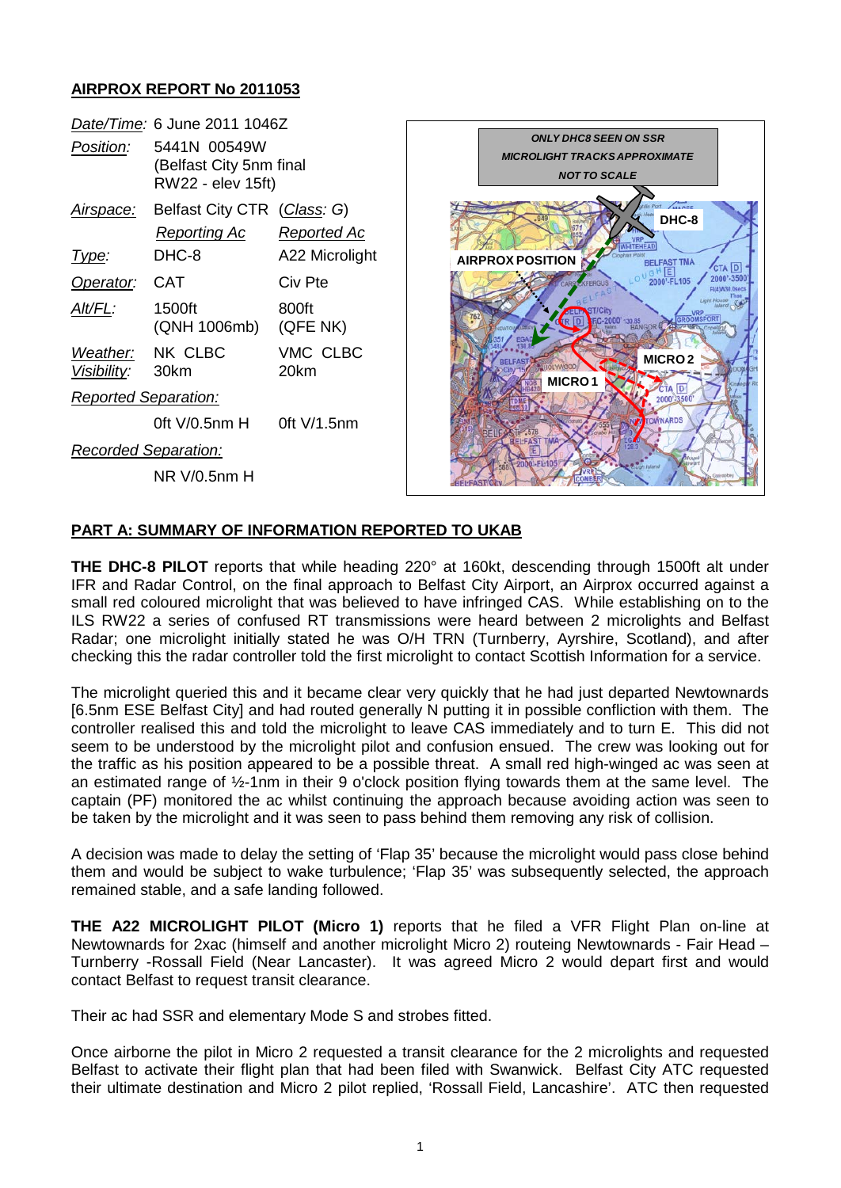## AIRPROX REPORT No 2011053

| | | |
|---|---|---|
| *Date/Time:* | 6 June 2011 1046Z | |
| *Position:* | 5441N 00549W (Belfast City 5nm final RW22 - elev 15ft) | |
| *Airspace:* | Belfast City CTR | (*Class*: G) |
| | *Reporting Ac* | *Reported Ac* |
| *Type:* | DHC-8 | A22 Microlight |
| *Operator:* | CAT | Civ Pte |
| *Alt/FL:* | 1500ft (QNH 1006mb) | 800ft (QFE NK) |
| *Weather:* | NK CLBC | VMC CLBC |
| *Visibility:* | 30km | 20km |
| *Reported Separation:* | | |
| | 0ft V/0.5nm H | 0ft V/1.5nm |
| *Recorded Separation:* | | |
| | NR V/0.5nm H | |

ONLY DHC8 SEEN ON SSR
MICROLIGHT TRACKS APPROXIMATE
NOT TO SCALE

## PART A: SUMMARY OF INFORMATION REPORTED TO UKAB

**THE DHC-8 PILOT** reports that while heading 220° at 160kt, descending through 1500ft alt under IFR and Radar Control, on the final approach to Belfast City Airport, an Airprox occurred against a small red coloured microlight that was believed to have infringed CAS. While establishing on to the ILS RW22 a series of confused RT transmissions were heard between 2 microlights and Belfast Radar; one microlight initially stated he was O/H TRN (Turnberry, Ayrshire, Scotland), and after checking this the radar controller told the first microlight to contact Scottish Information for a service.

The microlight queried this and it became clear very quickly that he had just departed Newtownards [6.5nm ESE Belfast City] and had routed generally N putting it in possible confliction with them. The controller realised this and told the microlight to leave CAS immediately and to turn E. This did not seem to be understood by the microlight pilot and confusion ensued. The crew was looking out for the traffic as his position appeared to be a possible threat. A small red high-winged ac was seen at an estimated range of ½-1nm in their 9 o'clock position flying towards them at the same level. The captain (PF) monitored the ac whilst continuing the approach because avoiding action was seen to be taken by the microlight and it was seen to pass behind them removing any risk of collision.

A decision was made to delay the setting of 'Flap 35' because the microlight would pass close behind them and would be subject to wake turbulence; 'Flap 35' was subsequently selected, the approach remained stable, and a safe landing followed.

**THE A22 MICROLIGHT PILOT (Micro 1)** reports that he filed a VFR Flight Plan on-line at Newtownards for 2xac (himself and another microlight Micro 2) routeing Newtownards - Fair Head – Turnberry -Rossall Field (Near Lancaster). It was agreed Micro 2 would depart first and would contact Belfast to request transit clearance.

Their ac had SSR and elementary Mode S and strobes fitted.

Once airborne the pilot in Micro 2 requested a transit clearance for the 2 microlights and requested Belfast to activate their flight plan that had been filed with Swanwick. Belfast City ATC requested their ultimate destination and Micro 2 pilot replied, 'Rossall Field, Lancashire'. ATC then requested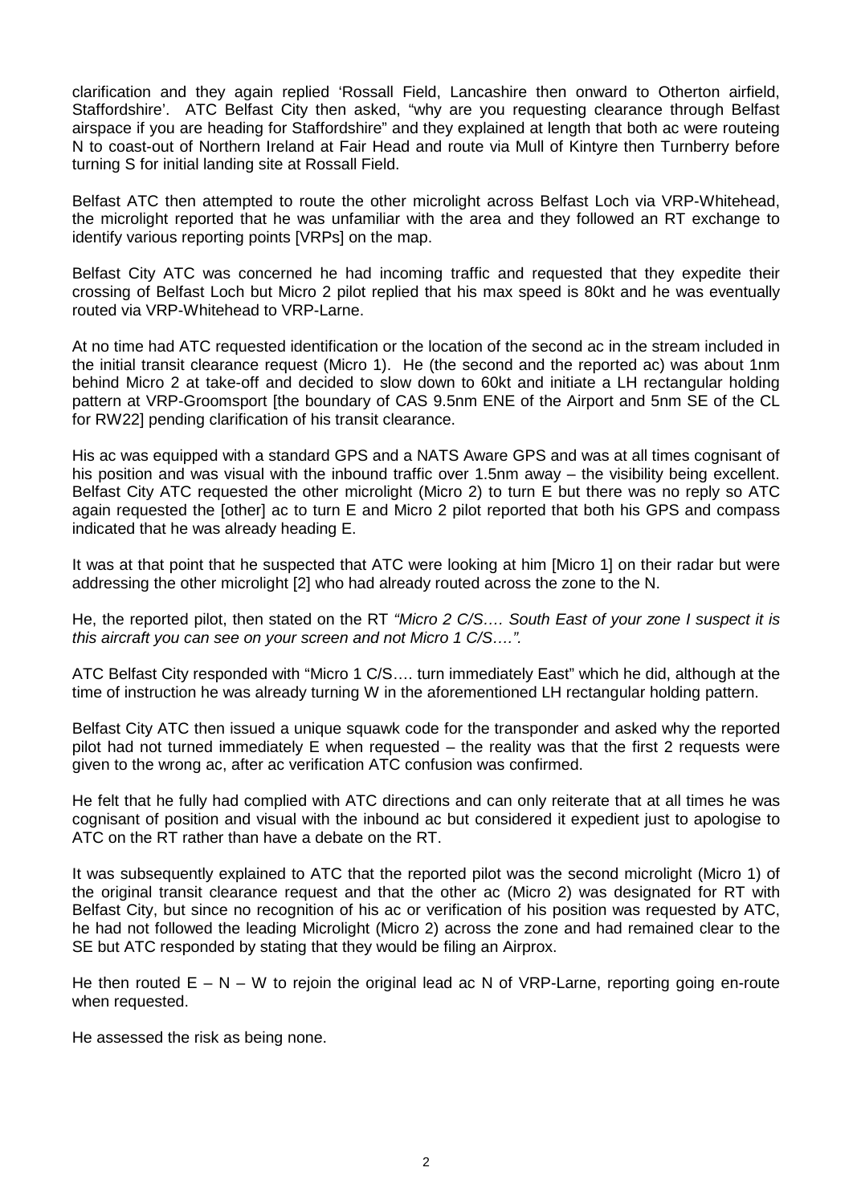clarification and they again replied 'Rossall Field, Lancashire then onward to Otherton airfield, Staffordshire'. ATC Belfast City then asked, "why are you requesting clearance through Belfast airspace if you are heading for Staffordshire" and they explained at length that both ac were routeing N to coast-out of Northern Ireland at Fair Head and route via Mull of Kintyre then Turnberry before turning S for initial landing site at Rossall Field.

Belfast ATC then attempted to route the other microlight across Belfast Loch via VRP-Whitehead, the microlight reported that he was unfamiliar with the area and they followed an RT exchange to identify various reporting points [VRPs] on the map.

Belfast City ATC was concerned he had incoming traffic and requested that they expedite their crossing of Belfast Loch but Micro 2 pilot replied that his max speed is 80kt and he was eventually routed via VRP-Whitehead to VRP-Larne.

At no time had ATC requested identification or the location of the second ac in the stream included in the initial transit clearance request (Micro 1). He (the second and the reported ac) was about 1nm behind Micro 2 at take-off and decided to slow down to 60kt and initiate a LH rectangular holding pattern at VRP-Groomsport [the boundary of CAS 9.5nm ENE of the Airport and 5nm SE of the CL for RW22] pending clarification of his transit clearance.

His ac was equipped with a standard GPS and a NATS Aware GPS and was at all times cognisant of his position and was visual with the inbound traffic over 1.5nm away – the visibility being excellent. Belfast City ATC requested the other microlight (Micro 2) to turn E but there was no reply so ATC again requested the [other] ac to turn E and Micro 2 pilot reported that both his GPS and compass indicated that he was already heading E.

It was at that point that he suspected that ATC were looking at him [Micro 1] on their radar but were addressing the other microlight [2] who had already routed across the zone to the N.

He, the reported pilot, then stated on the RT *"Micro 2 C/S…. South East of your zone I suspect it is this aircraft you can see on your screen and not Micro 1 C/S….".*

ATC Belfast City responded with "Micro 1 C/S…. turn immediately East" which he did, although at the time of instruction he was already turning W in the aforementioned LH rectangular holding pattern.

Belfast City ATC then issued a unique squawk code for the transponder and asked why the reported pilot had not turned immediately E when requested – the reality was that the first 2 requests were given to the wrong ac, after ac verification ATC confusion was confirmed.

He felt that he fully had complied with ATC directions and can only reiterate that at all times he was cognisant of position and visual with the inbound ac but considered it expedient just to apologise to ATC on the RT rather than have a debate on the RT.

It was subsequently explained to ATC that the reported pilot was the second microlight (Micro 1) of the original transit clearance request and that the other ac (Micro 2) was designated for RT with Belfast City, but since no recognition of his ac or verification of his position was requested by ATC, he had not followed the leading Microlight (Micro 2) across the zone and had remained clear to the SE but ATC responded by stating that they would be filing an Airprox.

He then routed E – N – W to rejoin the original lead ac N of VRP-Larne, reporting going en-route when requested.

He assessed the risk as being none.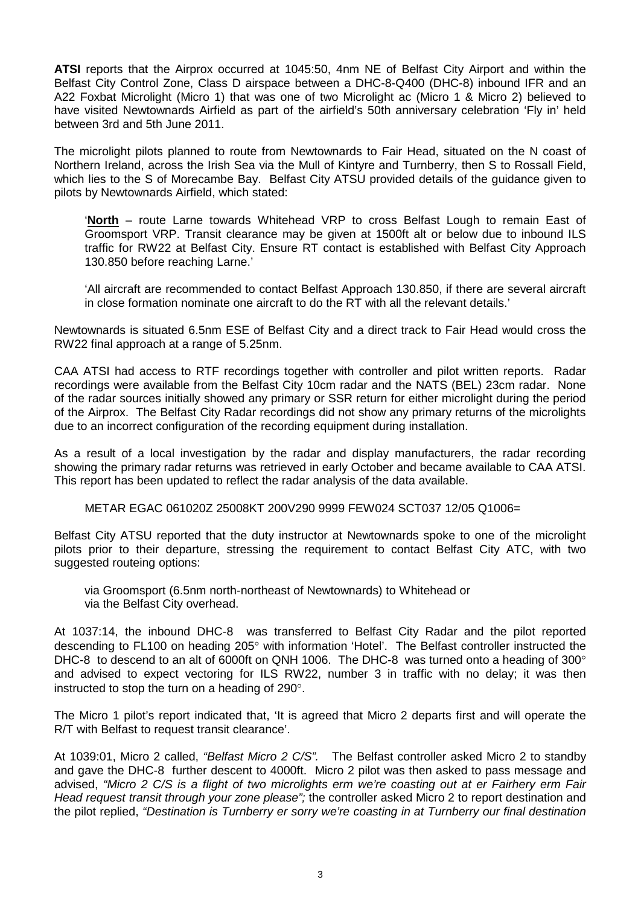**ATSI** reports that the Airprox occurred at 1045:50, 4nm NE of Belfast City Airport and within the Belfast City Control Zone, Class D airspace between a DHC-8-Q400 (DHC-8) inbound IFR and an A22 Foxbat Microlight (Micro 1) that was one of two Microlight ac (Micro 1 & Micro 2) believed to have visited Newtownards Airfield as part of the airfield's 50th anniversary celebration 'Fly in' held between 3rd and 5th June 2011.

The microlight pilots planned to route from Newtownards to Fair Head, situated on the N coast of Northern Ireland, across the Irish Sea via the Mull of Kintyre and Turnberry, then S to Rossall Field, which lies to the S of Morecambe Bay. Belfast City ATSU provided details of the guidance given to pilots by Newtownards Airfield, which stated:

> '**North** – route Larne towards Whitehead VRP to cross Belfast Lough to remain East of Groomsport VRP. Transit clearance may be given at 1500ft alt or below due to inbound ILS traffic for RW22 at Belfast City. Ensure RT contact is established with Belfast City Approach 130.850 before reaching Larne.'
>
> 'All aircraft are recommended to contact Belfast Approach 130.850, if there are several aircraft in close formation nominate one aircraft to do the RT with all the relevant details.'

Newtownards is situated 6.5nm ESE of Belfast City and a direct track to Fair Head would cross the RW22 final approach at a range of 5.25nm.

CAA ATSI had access to RTF recordings together with controller and pilot written reports. Radar recordings were available from the Belfast City 10cm radar and the NATS (BEL) 23cm radar. None of the radar sources initially showed any primary or SSR return for either microlight during the period of the Airprox. The Belfast City Radar recordings did not show any primary returns of the microlights due to an incorrect configuration of the recording equipment during installation.

As a result of a local investigation by the radar and display manufacturers, the radar recording showing the primary radar returns was retrieved in early October and became available to CAA ATSI. This report has been updated to reflect the radar analysis of the data available.

> METAR EGAC 061020Z 25008KT 200V290 9999 FEW024 SCT037 12/05 Q1006=

Belfast City ATSU reported that the duty instructor at Newtownards spoke to one of the microlight pilots prior to their departure, stressing the requirement to contact Belfast City ATC, with two suggested routeing options:

> via Groomsport (6.5nm north-northeast of Newtownards) to Whitehead or
> via the Belfast City overhead.

At 1037:14, the inbound DHC-8 was transferred to Belfast City Radar and the pilot reported descending to FL100 on heading 205° with information 'Hotel'. The Belfast controller instructed the DHC-8 to descend to an alt of 6000ft on QNH 1006. The DHC-8 was turned onto a heading of 300° and advised to expect vectoring for ILS RW22, number 3 in traffic with no delay; it was then instructed to stop the turn on a heading of 290°.

The Micro 1 pilot's report indicated that, 'It is agreed that Micro 2 departs first and will operate the R/T with Belfast to request transit clearance'.

At 1039:01, Micro 2 called, *"Belfast Micro 2 C/S".* The Belfast controller asked Micro 2 to standby and gave the DHC-8 further descent to 4000ft. Micro 2 pilot was then asked to pass message and advised, *"Micro 2 C/S is a flight of two microlights erm we're coasting out at er Fairhery erm Fair Head request transit through your zone please";* the controller asked Micro 2 to report destination and the pilot replied, *"Destination is Turnberry er sorry we're coasting in at Turnberry our final destination*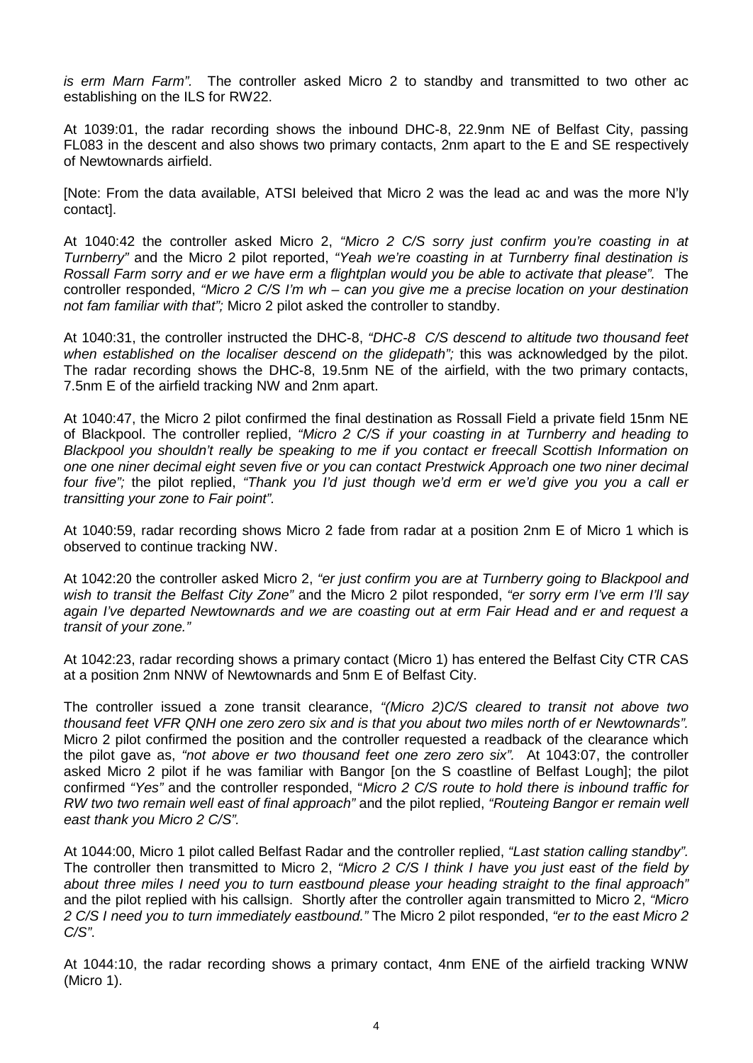*is erm Marn Farm".* The controller asked Micro 2 to standby and transmitted to two other ac establishing on the ILS for RW22.

At 1039:01, the radar recording shows the inbound DHC-8, 22.9nm NE of Belfast City, passing FL083 in the descent and also shows two primary contacts, 2nm apart to the E and SE respectively of Newtownards airfield.

[Note: From the data available, ATSI beleived that Micro 2 was the lead ac and was the more N'ly contact].

At 1040:42 the controller asked Micro 2, *"Micro 2 C/S sorry just confirm you're coasting in at Turnberry"* and the Micro 2 pilot reported, *"Yeah we're coasting in at Turnberry final destination is Rossall Farm sorry and er we have erm a flightplan would you be able to activate that please".* The controller responded, *"Micro 2 C/S I'm wh – can you give me a precise location on your destination not fam familiar with that";* Micro 2 pilot asked the controller to standby.

At 1040:31, the controller instructed the DHC-8, *"DHC-8 C/S descend to altitude two thousand feet when established on the localiser descend on the glidepath";* this was acknowledged by the pilot. The radar recording shows the DHC-8, 19.5nm NE of the airfield, with the two primary contacts, 7.5nm E of the airfield tracking NW and 2nm apart.

At 1040:47, the Micro 2 pilot confirmed the final destination as Rossall Field a private field 15nm NE of Blackpool. The controller replied, *"Micro 2 C/S if your coasting in at Turnberry and heading to Blackpool you shouldn't really be speaking to me if you contact er freecall Scottish Information on one one niner decimal eight seven five or you can contact Prestwick Approach one two niner decimal four five";* the pilot replied, *"Thank you I'd just though we'd erm er we'd give you you a call er transitting your zone to Fair point".*

At 1040:59, radar recording shows Micro 2 fade from radar at a position 2nm E of Micro 1 which is observed to continue tracking NW.

At 1042:20 the controller asked Micro 2, *"er just confirm you are at Turnberry going to Blackpool and wish to transit the Belfast City Zone"* and the Micro 2 pilot responded, *"er sorry erm I've erm I'll say again I've departed Newtownards and we are coasting out at erm Fair Head and er and request a transit of your zone."*

At 1042:23, radar recording shows a primary contact (Micro 1) has entered the Belfast City CTR CAS at a position 2nm NNW of Newtownards and 5nm E of Belfast City.

The controller issued a zone transit clearance, *"(Micro 2)C/S cleared to transit not above two thousand feet VFR QNH one zero zero six and is that you about two miles north of er Newtownards".* Micro 2 pilot confirmed the position and the controller requested a readback of the clearance which the pilot gave as, *"not above er two thousand feet one zero zero six".* At 1043:07, the controller asked Micro 2 pilot if he was familiar with Bangor [on the S coastline of Belfast Lough]; the pilot confirmed *"Yes"* and the controller responded, "*Micro 2 C/S route to hold there is inbound traffic for RW two two remain well east of final approach"* and the pilot replied, *"Routeing Bangor er remain well east thank you Micro 2 C/S".*

At 1044:00, Micro 1 pilot called Belfast Radar and the controller replied, *"Last station calling standby".* The controller then transmitted to Micro 2, *"Micro 2 C/S I think I have you just east of the field by about three miles I need you to turn eastbound please your heading straight to the final approach"* and the pilot replied with his callsign. Shortly after the controller again transmitted to Micro 2, *"Micro 2 C/S I need you to turn immediately eastbound."* The Micro 2 pilot responded, *"er to the east Micro 2 C/S".*

At 1044:10, the radar recording shows a primary contact, 4nm ENE of the airfield tracking WNW (Micro 1).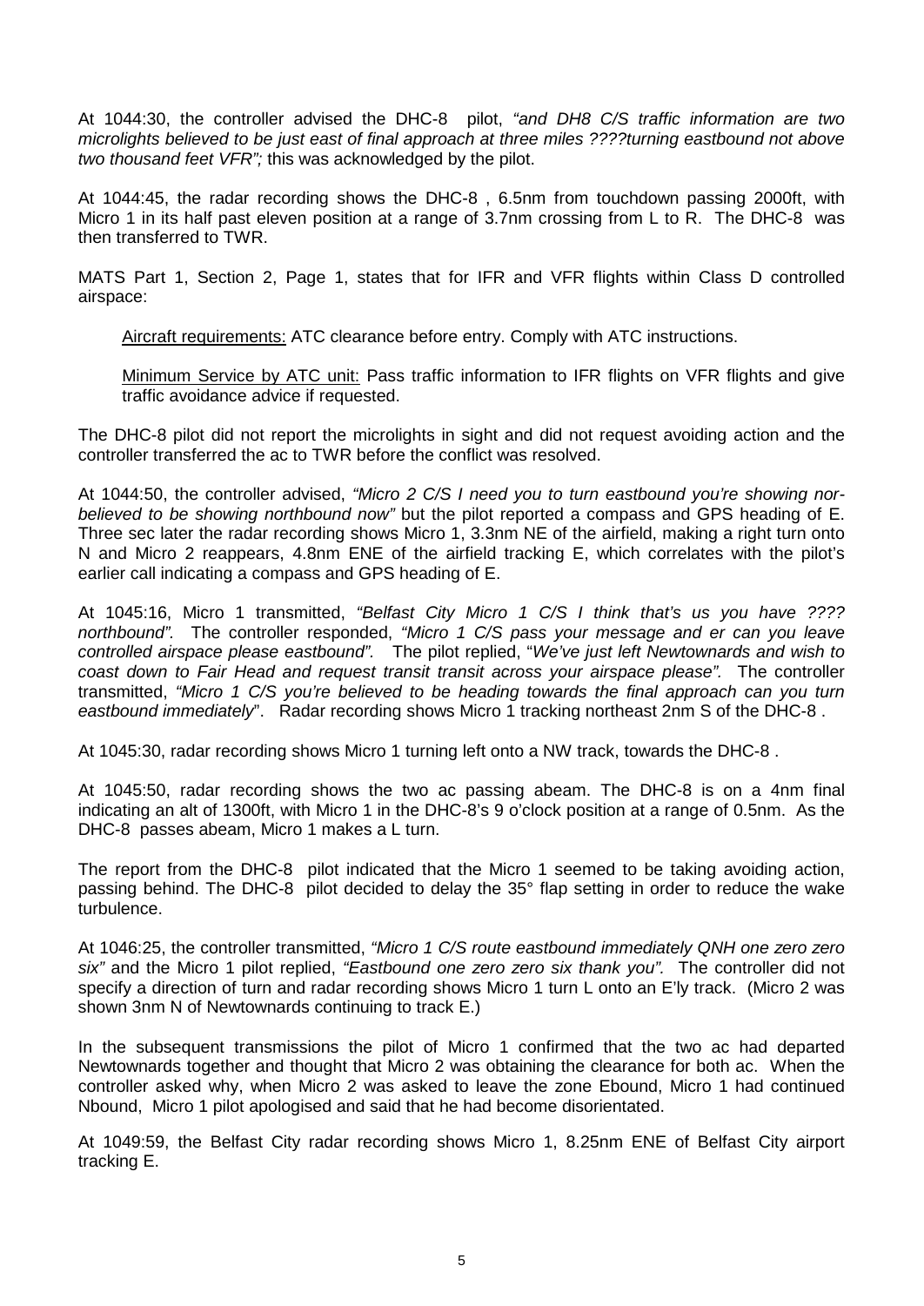At 1044:30, the controller advised the DHC-8 pilot, *"and DH8 C/S traffic information are two microlights believed to be just east of final approach at three miles ????turning eastbound not above two thousand feet VFR";* this was acknowledged by the pilot.

At 1044:45, the radar recording shows the DHC-8 , 6.5nm from touchdown passing 2000ft, with Micro 1 in its half past eleven position at a range of 3.7nm crossing from L to R. The DHC-8 was then transferred to TWR.

MATS Part 1, Section 2, Page 1, states that for IFR and VFR flights within Class D controlled airspace:

> Aircraft requirements: ATC clearance before entry. Comply with ATC instructions.
>
> Minimum Service by ATC unit: Pass traffic information to IFR flights on VFR flights and give traffic avoidance advice if requested.

The DHC-8 pilot did not report the microlights in sight and did not request avoiding action and the controller transferred the ac to TWR before the conflict was resolved.

At 1044:50, the controller advised, *"Micro 2 C/S I need you to turn eastbound you're showing nor- believed to be showing northbound now"* but the pilot reported a compass and GPS heading of E. Three sec later the radar recording shows Micro 1, 3.3nm NE of the airfield, making a right turn onto N and Micro 2 reappears, 4.8nm ENE of the airfield tracking E, which correlates with the pilot's earlier call indicating a compass and GPS heading of E.

At 1045:16, Micro 1 transmitted, *"Belfast City Micro 1 C/S I think that's us you have ???? northbound".* The controller responded, *"Micro 1 C/S pass your message and er can you leave controlled airspace please eastbound".* The pilot replied, "*We've just left Newtownards and wish to coast down to Fair Head and request transit transit across your airspace please".* The controller transmitted, *"Micro 1 C/S you're believed to be heading towards the final approach can you turn eastbound immediately*". Radar recording shows Micro 1 tracking northeast 2nm S of the DHC-8 .

At 1045:30, radar recording shows Micro 1 turning left onto a NW track, towards the DHC-8 .

At 1045:50, radar recording shows the two ac passing abeam. The DHC-8 is on a 4nm final indicating an alt of 1300ft, with Micro 1 in the DHC-8's 9 o'clock position at a range of 0.5nm. As the DHC-8 passes abeam, Micro 1 makes a L turn.

The report from the DHC-8 pilot indicated that the Micro 1 seemed to be taking avoiding action, passing behind. The DHC-8 pilot decided to delay the 35° flap setting in order to reduce the wake turbulence.

At 1046:25, the controller transmitted, *"Micro 1 C/S route eastbound immediately QNH one zero zero six"* and the Micro 1 pilot replied, *"Eastbound one zero zero six thank you".* The controller did not specify a direction of turn and radar recording shows Micro 1 turn L onto an E'ly track. (Micro 2 was shown 3nm N of Newtownards continuing to track E.)

In the subsequent transmissions the pilot of Micro 1 confirmed that the two ac had departed Newtownards together and thought that Micro 2 was obtaining the clearance for both ac. When the controller asked why, when Micro 2 was asked to leave the zone Ebound, Micro 1 had continued Nbound, Micro 1 pilot apologised and said that he had become disorientated.

At 1049:59, the Belfast City radar recording shows Micro 1, 8.25nm ENE of Belfast City airport tracking E.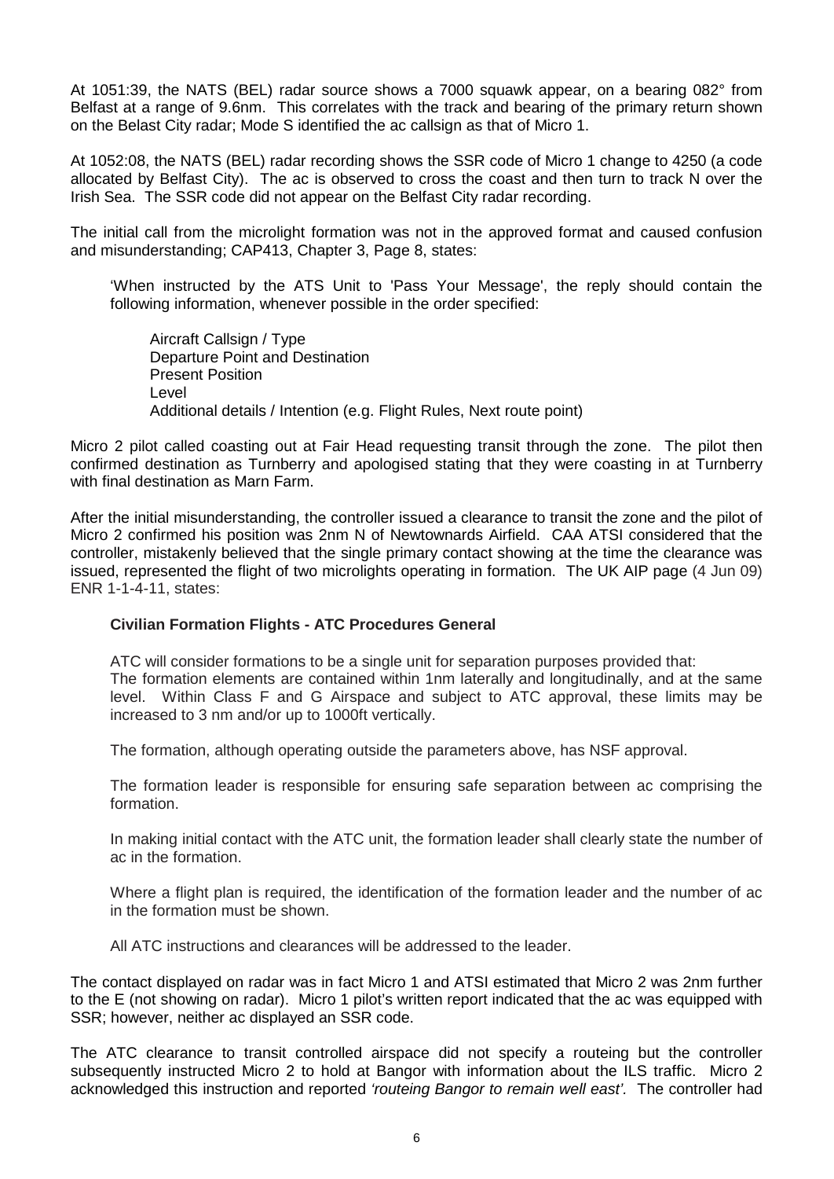At 1051:39, the NATS (BEL) radar source shows a 7000 squawk appear, on a bearing 082° from Belfast at a range of 9.6nm. This correlates with the track and bearing of the primary return shown on the Belast City radar; Mode S identified the ac callsign as that of Micro 1.

At 1052:08, the NATS (BEL) radar recording shows the SSR code of Micro 1 change to 4250 (a code allocated by Belfast City). The ac is observed to cross the coast and then turn to track N over the Irish Sea. The SSR code did not appear on the Belfast City radar recording.

The initial call from the microlight formation was not in the approved format and caused confusion and misunderstanding; CAP413, Chapter 3, Page 8, states:

> 'When instructed by the ATS Unit to 'Pass Your Message', the reply should contain the following information, whenever possible in the order specified:
>
> Aircraft Callsign / Type
> Departure Point and Destination
> Present Position
> Level
> Additional details / Intention (e.g. Flight Rules, Next route point)

Micro 2 pilot called coasting out at Fair Head requesting transit through the zone. The pilot then confirmed destination as Turnberry and apologised stating that they were coasting in at Turnberry with final destination as Marn Farm.

After the initial misunderstanding, the controller issued a clearance to transit the zone and the pilot of Micro 2 confirmed his position was 2nm N of Newtownards Airfield. CAA ATSI considered that the controller, mistakenly believed that the single primary contact showing at the time the clearance was issued, represented the flight of two microlights operating in formation. The UK AIP page (4 Jun 09) ENR 1-1-4-11, states:

> **Civilian Formation Flights - ATC Procedures General**
>
> ATC will consider formations to be a single unit for separation purposes provided that:
> The formation elements are contained within 1nm laterally and longitudinally, and at the same level. Within Class F and G Airspace and subject to ATC approval, these limits may be increased to 3 nm and/or up to 1000ft vertically.
>
> The formation, although operating outside the parameters above, has NSF approval.
>
> The formation leader is responsible for ensuring safe separation between ac comprising the formation.
>
> In making initial contact with the ATC unit, the formation leader shall clearly state the number of ac in the formation.
>
> Where a flight plan is required, the identification of the formation leader and the number of ac in the formation must be shown.
>
> All ATC instructions and clearances will be addressed to the leader.

The contact displayed on radar was in fact Micro 1 and ATSI estimated that Micro 2 was 2nm further to the E (not showing on radar). Micro 1 pilot's written report indicated that the ac was equipped with SSR; however, neither ac displayed an SSR code.

The ATC clearance to transit controlled airspace did not specify a routeing but the controller subsequently instructed Micro 2 to hold at Bangor with information about the ILS traffic. Micro 2 acknowledged this instruction and reported *'routeing Bangor to remain well east'.* The controller had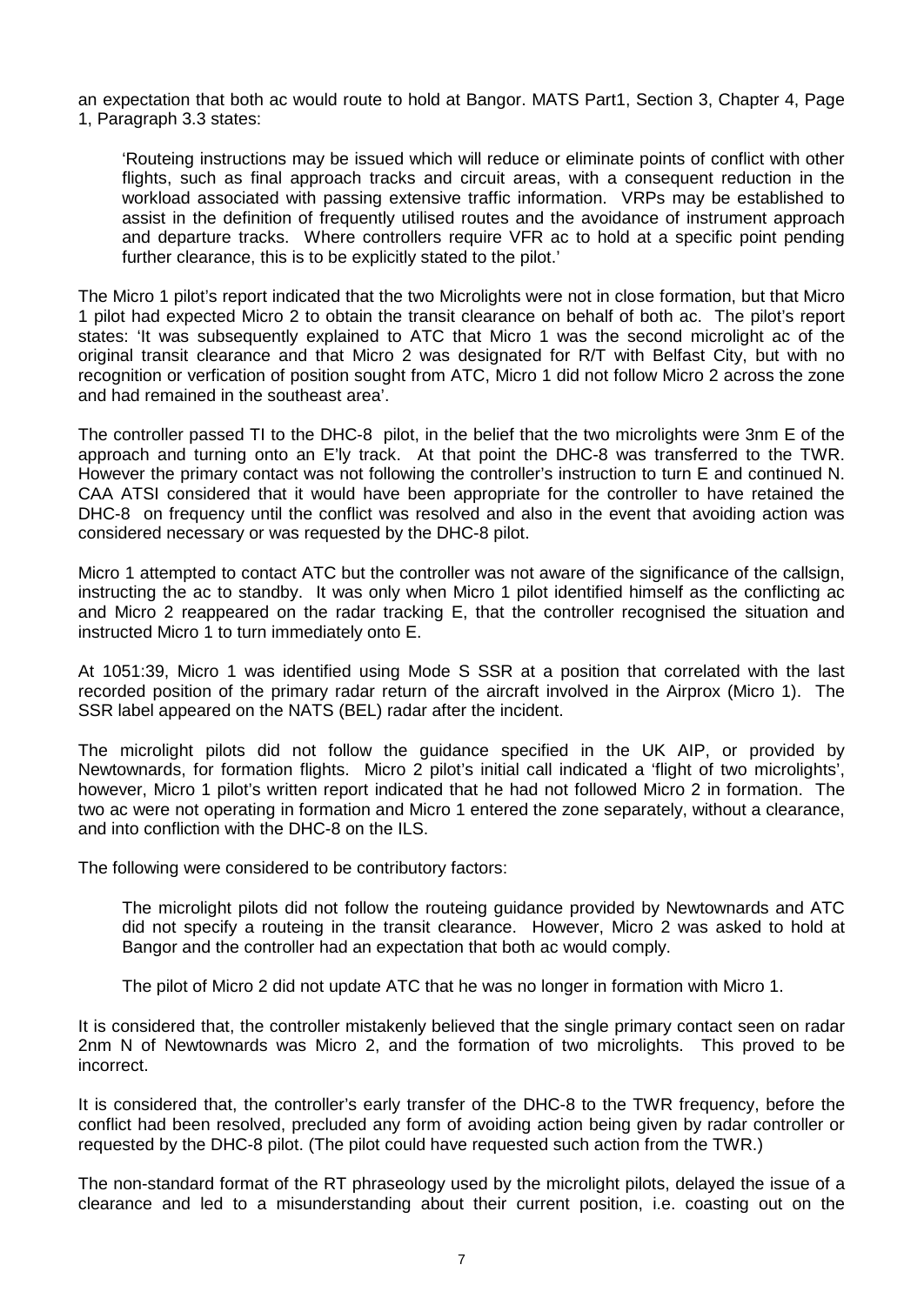an expectation that both ac would route to hold at Bangor. MATS Part1, Section 3, Chapter 4, Page 1, Paragraph 3.3 states:

> 'Routeing instructions may be issued which will reduce or eliminate points of conflict with other flights, such as final approach tracks and circuit areas, with a consequent reduction in the workload associated with passing extensive traffic information. VRPs may be established to assist in the definition of frequently utilised routes and the avoidance of instrument approach and departure tracks. Where controllers require VFR ac to hold at a specific point pending further clearance, this is to be explicitly stated to the pilot.'

The Micro 1 pilot's report indicated that the two Microlights were not in close formation, but that Micro 1 pilot had expected Micro 2 to obtain the transit clearance on behalf of both ac. The pilot's report states: 'It was subsequently explained to ATC that Micro 1 was the second microlight ac of the original transit clearance and that Micro 2 was designated for R/T with Belfast City, but with no recognition or verfication of position sought from ATC, Micro 1 did not follow Micro 2 across the zone and had remained in the southeast area'.

The controller passed TI to the DHC-8 pilot, in the belief that the two microlights were 3nm E of the approach and turning onto an E'ly track. At that point the DHC-8 was transferred to the TWR. However the primary contact was not following the controller's instruction to turn E and continued N. CAA ATSI considered that it would have been appropriate for the controller to have retained the DHC-8 on frequency until the conflict was resolved and also in the event that avoiding action was considered necessary or was requested by the DHC-8 pilot.

Micro 1 attempted to contact ATC but the controller was not aware of the significance of the callsign, instructing the ac to standby. It was only when Micro 1 pilot identified himself as the conflicting ac and Micro 2 reappeared on the radar tracking E, that the controller recognised the situation and instructed Micro 1 to turn immediately onto E.

At 1051:39, Micro 1 was identified using Mode S SSR at a position that correlated with the last recorded position of the primary radar return of the aircraft involved in the Airprox (Micro 1). The SSR label appeared on the NATS (BEL) radar after the incident.

The microlight pilots did not follow the guidance specified in the UK AIP, or provided by Newtownards, for formation flights. Micro 2 pilot's initial call indicated a 'flight of two microlights', however, Micro 1 pilot's written report indicated that he had not followed Micro 2 in formation. The two ac were not operating in formation and Micro 1 entered the zone separately, without a clearance, and into confliction with the DHC-8 on the ILS.

The following were considered to be contributory factors:

> The microlight pilots did not follow the routeing guidance provided by Newtownards and ATC did not specify a routeing in the transit clearance. However, Micro 2 was asked to hold at Bangor and the controller had an expectation that both ac would comply.
>
> The pilot of Micro 2 did not update ATC that he was no longer in formation with Micro 1.

It is considered that, the controller mistakenly believed that the single primary contact seen on radar 2nm N of Newtownards was Micro 2, and the formation of two microlights. This proved to be incorrect.

It is considered that, the controller's early transfer of the DHC-8 to the TWR frequency, before the conflict had been resolved, precluded any form of avoiding action being given by radar controller or requested by the DHC-8 pilot. (The pilot could have requested such action from the TWR.)

The non-standard format of the RT phraseology used by the microlight pilots, delayed the issue of a clearance and led to a misunderstanding about their current position, i.e. coasting out on the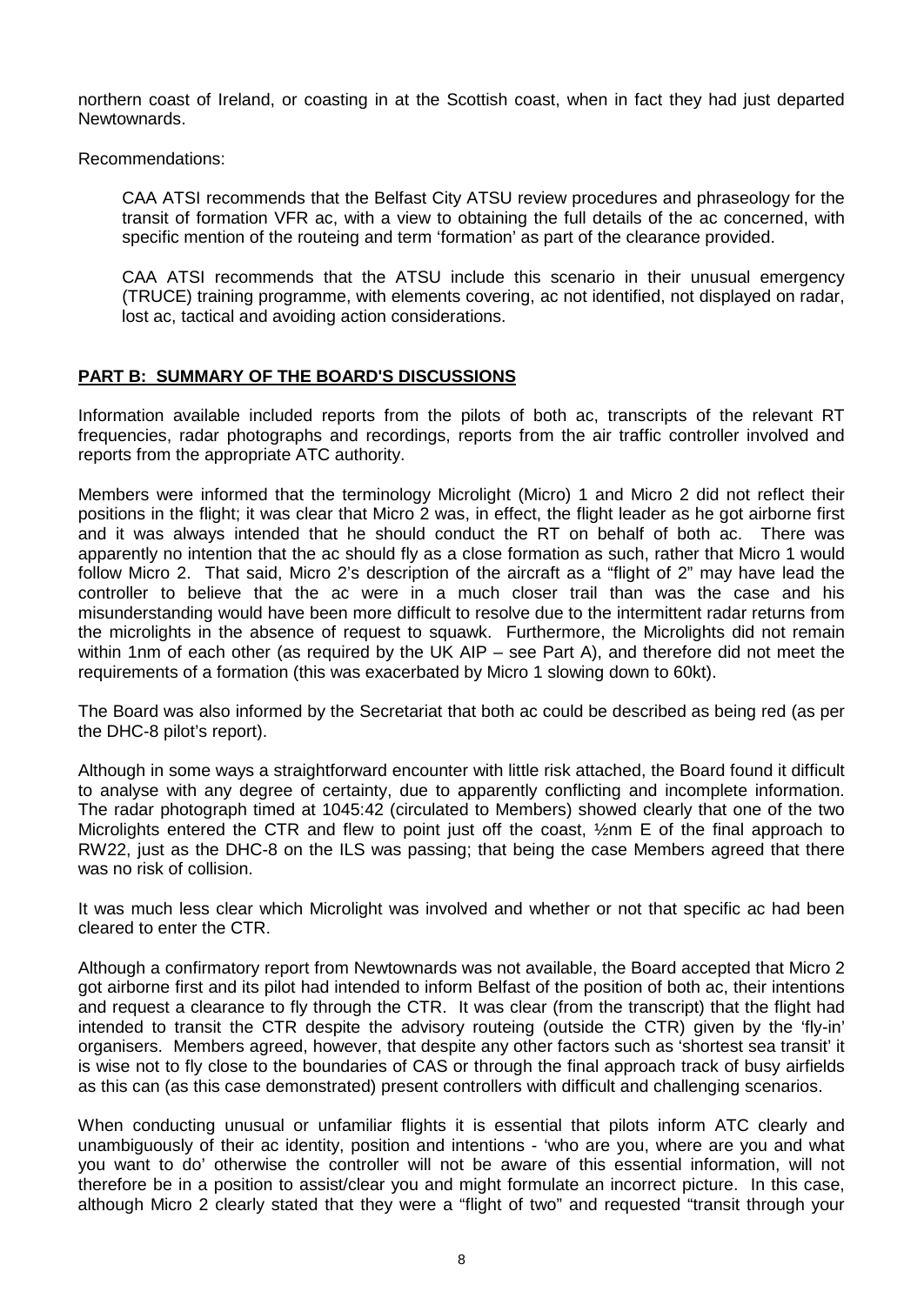northern coast of Ireland, or coasting in at the Scottish coast, when in fact they had just departed Newtownards.

Recommendations:

> CAA ATSI recommends that the Belfast City ATSU review procedures and phraseology for the transit of formation VFR ac, with a view to obtaining the full details of the ac concerned, with specific mention of the routeing and term 'formation' as part of the clearance provided.
>
> CAA ATSI recommends that the ATSU include this scenario in their unusual emergency (TRUCE) training programme, with elements covering, ac not identified, not displayed on radar, lost ac, tactical and avoiding action considerations.

## PART B: SUMMARY OF THE BOARD'S DISCUSSIONS

Information available included reports from the pilots of both ac, transcripts of the relevant RT frequencies, radar photographs and recordings, reports from the air traffic controller involved and reports from the appropriate ATC authority.

Members were informed that the terminology Microlight (Micro) 1 and Micro 2 did not reflect their positions in the flight; it was clear that Micro 2 was, in effect, the flight leader as he got airborne first and it was always intended that he should conduct the RT on behalf of both ac. There was apparently no intention that the ac should fly as a close formation as such, rather that Micro 1 would follow Micro 2. That said, Micro 2's description of the aircraft as a "flight of 2" may have lead the controller to believe that the ac were in a much closer trail than was the case and his misunderstanding would have been more difficult to resolve due to the intermittent radar returns from the microlights in the absence of request to squawk. Furthermore, the Microlights did not remain within 1nm of each other (as required by the UK AIP – see Part A), and therefore did not meet the requirements of a formation (this was exacerbated by Micro 1 slowing down to 60kt).

The Board was also informed by the Secretariat that both ac could be described as being red (as per the DHC-8 pilot's report).

Although in some ways a straightforward encounter with little risk attached, the Board found it difficult to analyse with any degree of certainty, due to apparently conflicting and incomplete information. The radar photograph timed at 1045:42 (circulated to Members) showed clearly that one of the two Microlights entered the CTR and flew to point just off the coast, ½nm E of the final approach to RW22, just as the DHC-8 on the ILS was passing; that being the case Members agreed that there was no risk of collision.

It was much less clear which Microlight was involved and whether or not that specific ac had been cleared to enter the CTR.

Although a confirmatory report from Newtownards was not available, the Board accepted that Micro 2 got airborne first and its pilot had intended to inform Belfast of the position of both ac, their intentions and request a clearance to fly through the CTR. It was clear (from the transcript) that the flight had intended to transit the CTR despite the advisory routeing (outside the CTR) given by the 'fly-in' organisers. Members agreed, however, that despite any other factors such as 'shortest sea transit' it is wise not to fly close to the boundaries of CAS or through the final approach track of busy airfields as this can (as this case demonstrated) present controllers with difficult and challenging scenarios.

When conducting unusual or unfamiliar flights it is essential that pilots inform ATC clearly and unambiguously of their ac identity, position and intentions - 'who are you, where are you and what you want to do' otherwise the controller will not be aware of this essential information, will not therefore be in a position to assist/clear you and might formulate an incorrect picture. In this case, although Micro 2 clearly stated that they were a "flight of two" and requested "transit through your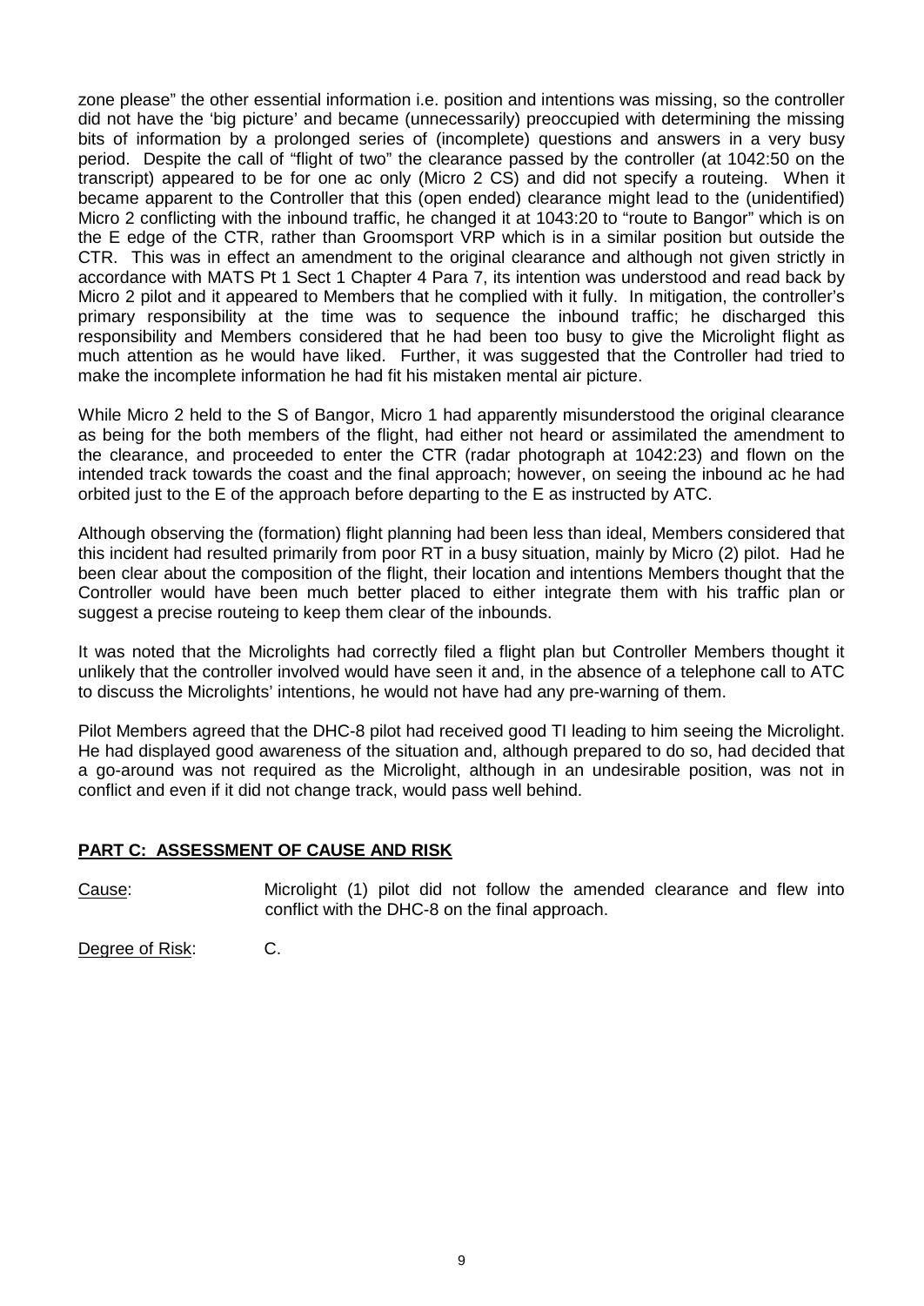zone please" the other essential information i.e. position and intentions was missing, so the controller did not have the 'big picture' and became (unnecessarily) preoccupied with determining the missing bits of information by a prolonged series of (incomplete) questions and answers in a very busy period. Despite the call of "flight of two" the clearance passed by the controller (at 1042:50 on the transcript) appeared to be for one ac only (Micro 2 CS) and did not specify a routeing. When it became apparent to the Controller that this (open ended) clearance might lead to the (unidentified) Micro 2 conflicting with the inbound traffic, he changed it at 1043:20 to "route to Bangor" which is on the E edge of the CTR, rather than Groomsport VRP which is in a similar position but outside the CTR. This was in effect an amendment to the original clearance and although not given strictly in accordance with MATS Pt 1 Sect 1 Chapter 4 Para 7, its intention was understood and read back by Micro 2 pilot and it appeared to Members that he complied with it fully. In mitigation, the controller's primary responsibility at the time was to sequence the inbound traffic; he discharged this responsibility and Members considered that he had been too busy to give the Microlight flight as much attention as he would have liked. Further, it was suggested that the Controller had tried to make the incomplete information he had fit his mistaken mental air picture.

While Micro 2 held to the S of Bangor, Micro 1 had apparently misunderstood the original clearance as being for the both members of the flight, had either not heard or assimilated the amendment to the clearance, and proceeded to enter the CTR (radar photograph at 1042:23) and flown on the intended track towards the coast and the final approach; however, on seeing the inbound ac he had orbited just to the E of the approach before departing to the E as instructed by ATC.

Although observing the (formation) flight planning had been less than ideal, Members considered that this incident had resulted primarily from poor RT in a busy situation, mainly by Micro (2) pilot. Had he been clear about the composition of the flight, their location and intentions Members thought that the Controller would have been much better placed to either integrate them with his traffic plan or suggest a precise routeing to keep them clear of the inbounds.

It was noted that the Microlights had correctly filed a flight plan but Controller Members thought it unlikely that the controller involved would have seen it and, in the absence of a telephone call to ATC to discuss the Microlights' intentions, he would not have had any pre-warning of them.

Pilot Members agreed that the DHC-8 pilot had received good TI leading to him seeing the Microlight. He had displayed good awareness of the situation and, although prepared to do so, had decided that a go-around was not required as the Microlight, although in an undesirable position, was not in conflict and even if it did not change track, would pass well behind.

## PART C: ASSESSMENT OF CAUSE AND RISK

Cause: Microlight (1) pilot did not follow the amended clearance and flew into conflict with the DHC-8 on the final approach.

Degree of Risk: C.